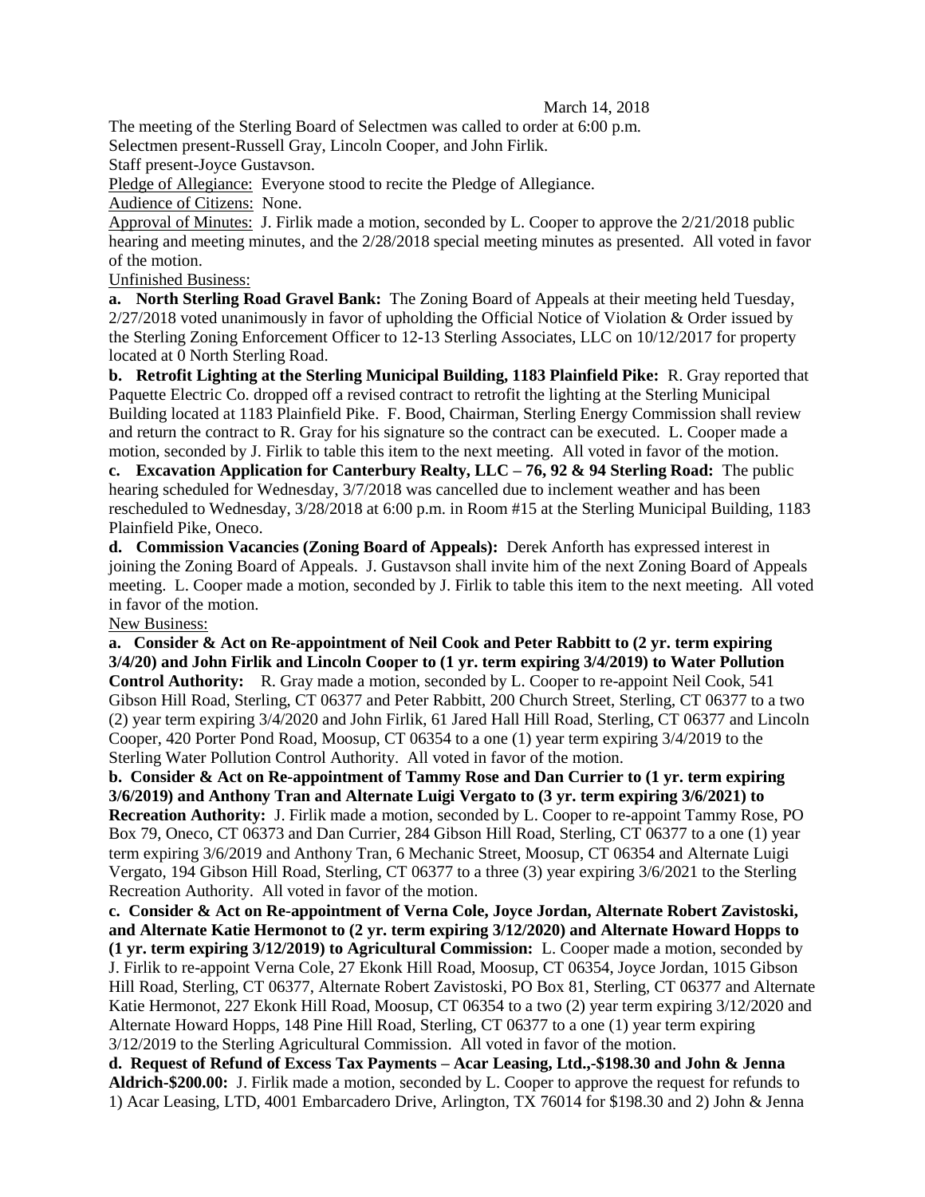March 14, 2018

The meeting of the Sterling Board of Selectmen was called to order at 6:00 p.m.

Selectmen present-Russell Gray, Lincoln Cooper, and John Firlik.

Staff present-Joyce Gustavson.

Pledge of Allegiance: Everyone stood to recite the Pledge of Allegiance.

Audience of Citizens: None.

Approval of Minutes: J. Firlik made a motion, seconded by L. Cooper to approve the 2/21/2018 public hearing and meeting minutes, and the 2/28/2018 special meeting minutes as presented. All voted in favor of the motion.

Unfinished Business:

**a. North Sterling Road Gravel Bank:** The Zoning Board of Appeals at their meeting held Tuesday, 2/27/2018 voted unanimously in favor of upholding the Official Notice of Violation & Order issued by the Sterling Zoning Enforcement Officer to 12-13 Sterling Associates, LLC on 10/12/2017 for property located at 0 North Sterling Road.

**b. Retrofit Lighting at the Sterling Municipal Building, 1183 Plainfield Pike:** R. Gray reported that Paquette Electric Co. dropped off a revised contract to retrofit the lighting at the Sterling Municipal Building located at 1183 Plainfield Pike. F. Bood, Chairman, Sterling Energy Commission shall review and return the contract to R. Gray for his signature so the contract can be executed. L. Cooper made a motion, seconded by J. Firlik to table this item to the next meeting. All voted in favor of the motion.

**c. Excavation Application for Canterbury Realty, LLC – 76, 92 & 94 Sterling Road:** The public hearing scheduled for Wednesday, 3/7/2018 was cancelled due to inclement weather and has been rescheduled to Wednesday, 3/28/2018 at 6:00 p.m. in Room #15 at the Sterling Municipal Building, 1183 Plainfield Pike, Oneco.

**d. Commission Vacancies (Zoning Board of Appeals):** Derek Anforth has expressed interest in joining the Zoning Board of Appeals. J. Gustavson shall invite him of the next Zoning Board of Appeals meeting. L. Cooper made a motion, seconded by J. Firlik to table this item to the next meeting. All voted in favor of the motion.

New Business:

**a. Consider & Act on Re-appointment of Neil Cook and Peter Rabbitt to (2 yr. term expiring 3/4/20) and John Firlik and Lincoln Cooper to (1 yr. term expiring 3/4/2019) to Water Pollution Control Authority:** R. Gray made a motion, seconded by L. Cooper to re-appoint Neil Cook, 541 Gibson Hill Road, Sterling, CT 06377 and Peter Rabbitt, 200 Church Street, Sterling, CT 06377 to a two (2) year term expiring 3/4/2020 and John Firlik, 61 Jared Hall Hill Road, Sterling, CT 06377 and Lincoln Cooper, 420 Porter Pond Road, Moosup, CT 06354 to a one (1) year term expiring 3/4/2019 to the Sterling Water Pollution Control Authority. All voted in favor of the motion.

**b. Consider & Act on Re-appointment of Tammy Rose and Dan Currier to (1 yr. term expiring 3/6/2019) and Anthony Tran and Alternate Luigi Vergato to (3 yr. term expiring 3/6/2021) to Recreation Authority:** J. Firlik made a motion, seconded by L. Cooper to re-appoint Tammy Rose, PO Box 79, Oneco, CT 06373 and Dan Currier, 284 Gibson Hill Road, Sterling, CT 06377 to a one (1) year term expiring 3/6/2019 and Anthony Tran, 6 Mechanic Street, Moosup, CT 06354 and Alternate Luigi Vergato, 194 Gibson Hill Road, Sterling, CT 06377 to a three (3) year expiring 3/6/2021 to the Sterling Recreation Authority. All voted in favor of the motion.

**c. Consider & Act on Re-appointment of Verna Cole, Joyce Jordan, Alternate Robert Zavistoski, and Alternate Katie Hermonot to (2 yr. term expiring 3/12/2020) and Alternate Howard Hopps to (1 yr. term expiring 3/12/2019) to Agricultural Commission:** L. Cooper made a motion, seconded by J. Firlik to re-appoint Verna Cole, 27 Ekonk Hill Road, Moosup, CT 06354, Joyce Jordan, 1015 Gibson Hill Road, Sterling, CT 06377, Alternate Robert Zavistoski, PO Box 81, Sterling, CT 06377 and Alternate Katie Hermonot, 227 Ekonk Hill Road, Moosup, CT 06354 to a two (2) year term expiring 3/12/2020 and Alternate Howard Hopps, 148 Pine Hill Road, Sterling, CT 06377 to a one (1) year term expiring 3/12/2019 to the Sterling Agricultural Commission. All voted in favor of the motion.

**d. Request of Refund of Excess Tax Payments – Acar Leasing, Ltd.,-$198.30 and John & Jenna Aldrich-$200.00:** J. Firlik made a motion, seconded by L. Cooper to approve the request for refunds to 1) Acar Leasing, LTD, 4001 Embarcadero Drive, Arlington, TX 76014 for $198.30 and 2) John & Jenna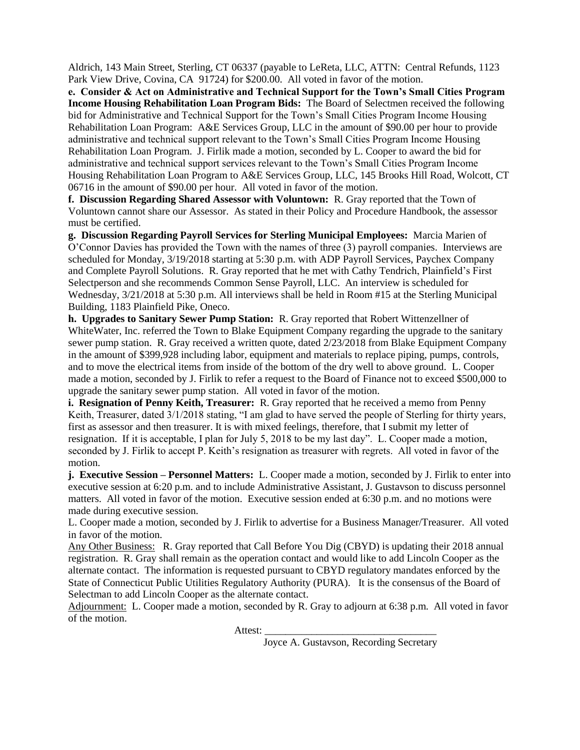Aldrich, 143 Main Street, Sterling, CT 06337 (payable to LeReta, LLC, ATTN: Central Refunds, 1123 Park View Drive, Covina, CA 91724) for $200.00. All voted in favor of the motion.

**e. Consider & Act on Administrative and Technical Support for the Town's Small Cities Program Income Housing Rehabilitation Loan Program Bids:** The Board of Selectmen received the following bid for Administrative and Technical Support for the Town's Small Cities Program Income Housing Rehabilitation Loan Program: A&E Services Group, LLC in the amount of $90.00 per hour to provide administrative and technical support relevant to the Town's Small Cities Program Income Housing Rehabilitation Loan Program. J. Firlik made a motion, seconded by L. Cooper to award the bid for administrative and technical support services relevant to the Town's Small Cities Program Income Housing Rehabilitation Loan Program to A&E Services Group, LLC, 145 Brooks Hill Road, Wolcott, CT 06716 in the amount of $90.00 per hour. All voted in favor of the motion.

**f. Discussion Regarding Shared Assessor with Voluntown:** R. Gray reported that the Town of Voluntown cannot share our Assessor. As stated in their Policy and Procedure Handbook, the assessor must be certified.

**g. Discussion Regarding Payroll Services for Sterling Municipal Employees:** Marcia Marien of O'Connor Davies has provided the Town with the names of three (3) payroll companies. Interviews are scheduled for Monday, 3/19/2018 starting at 5:30 p.m. with ADP Payroll Services, Paychex Company and Complete Payroll Solutions. R. Gray reported that he met with Cathy Tendrich, Plainfield's First Selectperson and she recommends Common Sense Payroll, LLC. An interview is scheduled for Wednesday, 3/21/2018 at 5:30 p.m. All interviews shall be held in Room #15 at the Sterling Municipal Building, 1183 Plainfield Pike, Oneco.

**h. Upgrades to Sanitary Sewer Pump Station:** R. Gray reported that Robert Wittenzellner of WhiteWater, Inc. referred the Town to Blake Equipment Company regarding the upgrade to the sanitary sewer pump station. R. Gray received a written quote, dated 2/23/2018 from Blake Equipment Company in the amount of $399,928 including labor, equipment and materials to replace piping, pumps, controls, and to move the electrical items from inside of the bottom of the dry well to above ground. L. Cooper made a motion, seconded by J. Firlik to refer a request to the Board of Finance not to exceed $500,000 to upgrade the sanitary sewer pump station. All voted in favor of the motion.

**i. Resignation of Penny Keith, Treasurer:** R. Gray reported that he received a memo from Penny Keith, Treasurer, dated 3/1/2018 stating, "I am glad to have served the people of Sterling for thirty years, first as assessor and then treasurer. It is with mixed feelings, therefore, that I submit my letter of resignation. If it is acceptable, I plan for July 5, 2018 to be my last day". L. Cooper made a motion, seconded by J. Firlik to accept P. Keith's resignation as treasurer with regrets. All voted in favor of the motion.

**j. Executive Session – Personnel Matters:** L. Cooper made a motion, seconded by J. Firlik to enter into executive session at 6:20 p.m. and to include Administrative Assistant, J. Gustavson to discuss personnel matters. All voted in favor of the motion. Executive session ended at 6:30 p.m. and no motions were made during executive session.

L. Cooper made a motion, seconded by J. Firlik to advertise for a Business Manager/Treasurer. All voted in favor of the motion.

Any Other Business: R. Gray reported that Call Before You Dig (CBYD) is updating their 2018 annual registration. R. Gray shall remain as the operation contact and would like to add Lincoln Cooper as the alternate contact. The information is requested pursuant to CBYD regulatory mandates enforced by the State of Connecticut Public Utilities Regulatory Authority (PURA). It is the consensus of the Board of Selectman to add Lincoln Cooper as the alternate contact.

Adjournment: L. Cooper made a motion, seconded by R. Gray to adjourn at 6:38 p.m. All voted in favor of the motion.

Attest: \_\_\_\_\_\_\_\_\_\_\_\_\_\_\_\_\_\_\_\_\_\_\_\_\_\_\_\_\_\_\_\_\_\_

Joyce A. Gustavson, Recording Secretary